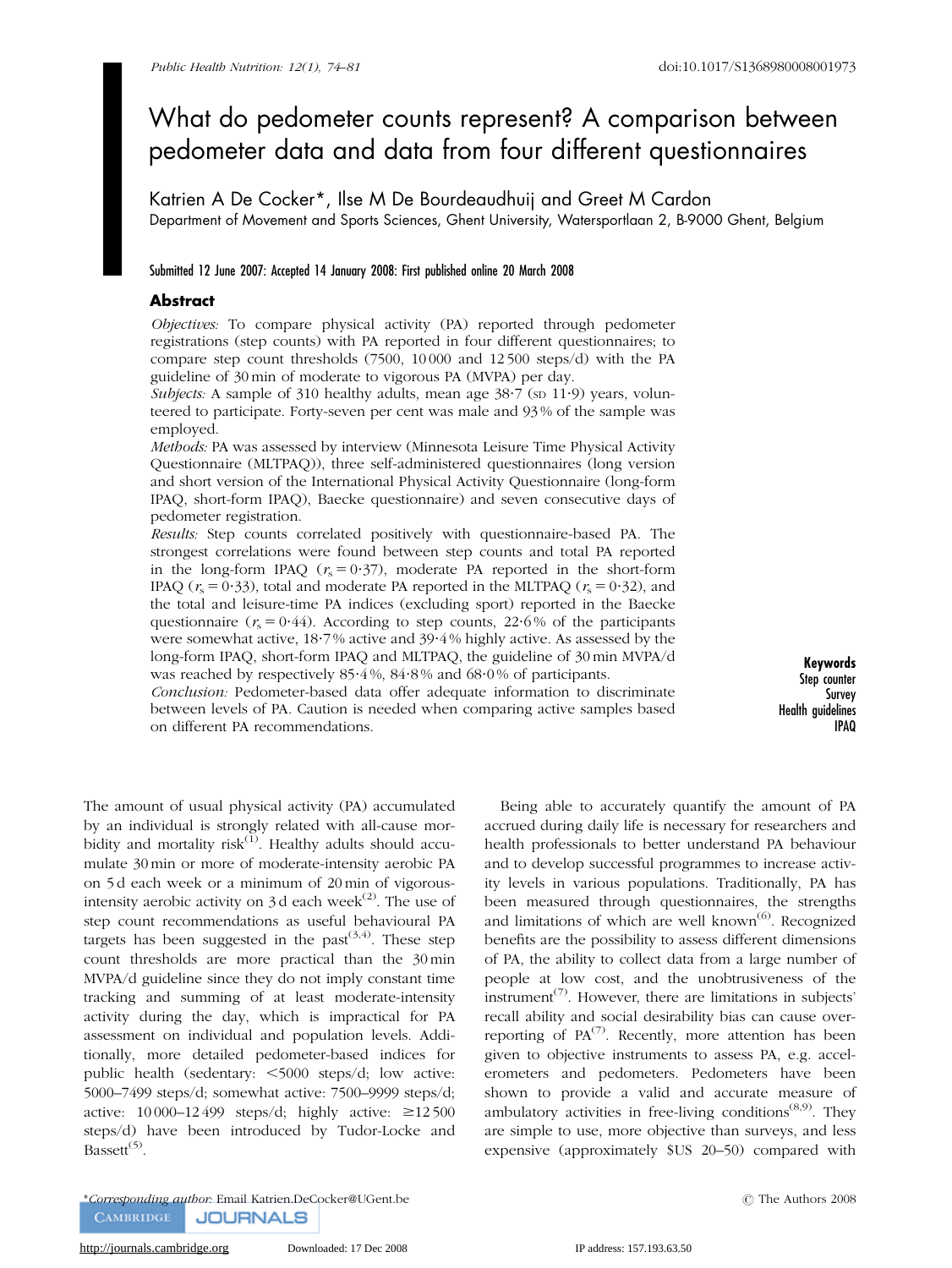# What do pedometer counts represent? A comparison between pedometer data and data from four different questionnaires

Katrien A De Cocker*, Ilse M De Bourdeaudhuij and Greet M Cardon

Department of Movement and Sports Sciences, Ghent University, Watersportlaan 2, B-9000 Ghent, Belgium

Submitted 12 June 2007: Accepted 14 January 2008: First published online 20 March 2008

## Abstract

*Objectives:* To compare physical activity (PA) reported through pedometer registrations (step counts) with PA reported in four different questionnaires; to compare step count thresholds (7500, 10 000 and 12 500 steps/d) with the PA guideline of 30 min of moderate to vigorous PA (MVPA) per day.

*Subjects:* A sample of 310 healthy adults, mean age 38·7 (SD 11·9) years, volunteered to participate. Forty-seven per cent was male and 93 % of the sample was employed.

*Methods:* PA was assessed by interview (Minnesota Leisure Time Physical Activity Questionnaire (MLTPAQ)), three self-administered questionnaires (long version and short version of the International Physical Activity Questionnaire (long-form IPAQ, short-form IPAQ), Baecke questionnaire) and seven consecutive days of pedometer registration.

*Results:* Step counts correlated positively with questionnaire-based PA. The strongest correlations were found between step counts and total PA reported in the long-form IPAQ ($r_s = 0{\cdot}37$), moderate PA reported in the short-form IPAQ ($r_s = 0{\cdot}33$), total and moderate PA reported in the MLTPAQ ($r_s = 0{\cdot}32$), and the total and leisure-time PA indices (excluding sport) reported in the Baecke questionnaire ($r_s = 0{\cdot}44$). According to step counts, 22·6 % of the participants were somewhat active, 18·7 % active and 39·4 % highly active. As assessed by the long-form IPAQ, short-form IPAQ and MLTPAQ, the guideline of 30 min MVPA/d was reached by respectively 85·4 %, 84·8 % and 68·0 % of participants.

*Conclusion:* Pedometer-based data offer adequate information to discriminate between levels of PA. Caution is needed when comparing active samples based on different PA recommendations.

**Keywords**
Step counter
Survey
Health guidelines
IPAQ

The amount of usual physical activity (PA) accumulated by an individual is strongly related with all-cause morbidity and mortality risk[1]. Healthy adults should accumulate 30 min or more of moderate-intensity aerobic PA on 5 d each week or a minimum of 20 min of vigorous-intensity aerobic activity on 3 d each week[2]. The use of step count recommendations as useful behavioural PA targets has been suggested in the past[3,4]. These step count thresholds are more practical than the 30 min MVPA/d guideline since they do not imply constant time tracking and summing of at least moderate-intensity activity during the day, which is impractical for PA assessment on individual and population levels. Additionally, more detailed pedometer-based indices for public health (sedentary: <5000 steps/d; low active: 5000–7499 steps/d; somewhat active: 7500–9999 steps/d; active: 10 000–12 499 steps/d; highly active: ≥12 500 steps/d) have been introduced by Tudor-Locke and Bassett[5].

Being able to accurately quantify the amount of PA accrued during daily life is necessary for researchers and health professionals to better understand PA behaviour and to develop successful programmes to increase activity levels in various populations. Traditionally, PA has been measured through questionnaires, the strengths and limitations of which are well known[6]. Recognized benefits are the possibility to assess different dimensions of PA, the ability to collect data from a large number of people at low cost, and the unobtrusiveness of the instrument[7]. However, there are limitations in subjects' recall ability and social desirability bias can cause over-reporting of PA[7]. Recently, more attention has been given to objective instruments to assess PA, e.g. accelerometers and pedometers. Pedometers have been shown to provide a valid and accurate measure of ambulatory activities in free-living conditions[8,9]. They are simple to use, more objective than surveys, and less expensive (approximately $US 20–50) compared with

*Corresponding author: Email Katrien.DeCocker@UGent.be

© The Authors 2008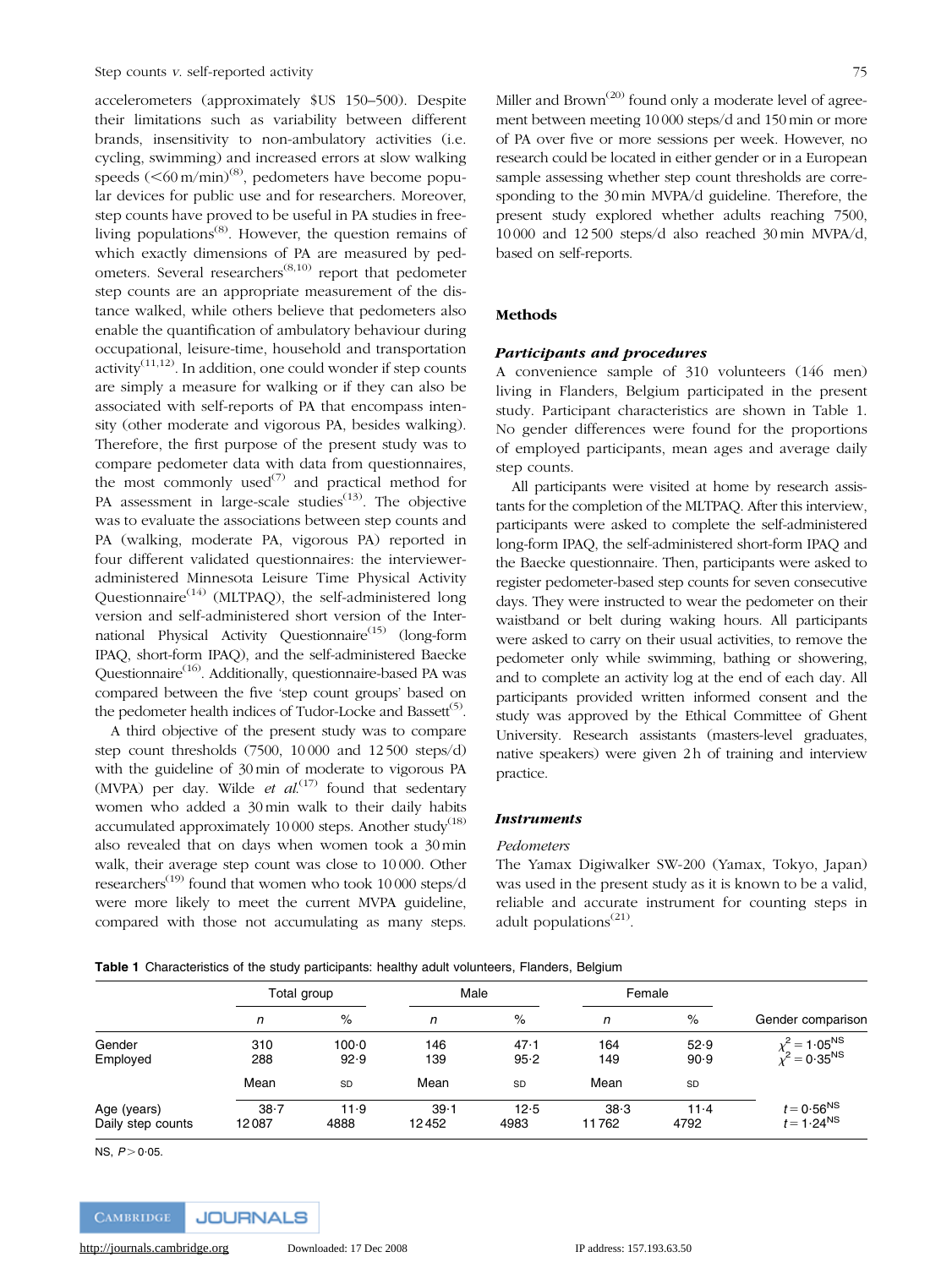accelerometers (approximately $US 150–500). Despite their limitations such as variability between different brands, insensitivity to non-ambulatory activities (i.e. cycling, swimming) and increased errors at slow walking speeds (<60 m/min)[8], pedometers have become popular devices for public use and for researchers. Moreover, step counts have proved to be useful in PA studies in free-living populations[8]. However, the question remains of which exactly dimensions of PA are measured by pedometers. Several researchers[8,10] report that pedometer step counts are an appropriate measurement of the distance walked, while others believe that pedometers also enable the quantification of ambulatory behaviour during occupational, leisure-time, household and transportation activity[11,12]. In addition, one could wonder if step counts are simply a measure for walking or if they can also be associated with self-reports of PA that encompass intensity (other moderate and vigorous PA, besides walking). Therefore, the first purpose of the present study was to compare pedometer data with data from questionnaires, the most commonly used[7] and practical method for PA assessment in large-scale studies[13]. The objective was to evaluate the associations between step counts and PA (walking, moderate PA, vigorous PA) reported in four different validated questionnaires: the interviewer-administered Minnesota Leisure Time Physical Activity Questionnaire[14] (MLTPAQ), the self-administered long version and self-administered short version of the International Physical Activity Questionnaire[15] (long-form IPAQ, short-form IPAQ), and the self-administered Baecke Questionnaire[16]. Additionally, questionnaire-based PA was compared between the five 'step count groups' based on the pedometer health indices of Tudor-Locke and Bassett[5].

A third objective of the present study was to compare step count thresholds (7500, 10 000 and 12 500 steps/d) with the guideline of 30 min of moderate to vigorous PA (MVPA) per day. Wilde *et al.*[17] found that sedentary women who added a 30 min walk to their daily habits accumulated approximately 10 000 steps. Another study[18] also revealed that on days when women took a 30 min walk, their average step count was close to 10 000. Other researchers[19] found that women who took 10 000 steps/d were more likely to meet the current MVPA guideline, compared with those not accumulating as many steps. Miller and Brown[20] found only a moderate level of agreement between meeting 10 000 steps/d and 150 min or more of PA over five or more sessions per week. However, no research could be located in either gender or in a European sample assessing whether step count thresholds are corresponding to the 30 min MVPA/d guideline. Therefore, the present study explored whether adults reaching 7500, 10 000 and 12 500 steps/d also reached 30 min MVPA/d, based on self-reports.

## Methods

### *Participants and procedures*

A convenience sample of 310 volunteers (146 men) living in Flanders, Belgium participated in the present study. Participant characteristics are shown in Table 1. No gender differences were found for the proportions of employed participants, mean ages and average daily step counts.

All participants were visited at home by research assistants for the completion of the MLTPAQ. After this interview, participants were asked to complete the self-administered long-form IPAQ, the self-administered short-form IPAQ and the Baecke questionnaire. Then, participants were asked to register pedometer-based step counts for seven consecutive days. They were instructed to wear the pedometer on their waistband or belt during waking hours. All participants were asked to carry on their usual activities, to remove the pedometer only while swimming, bathing or showering, and to complete an activity log at the end of each day. All participants provided written informed consent and the study was approved by the Ethical Committee of Ghent University. Research assistants (masters-level graduates, native speakers) were given 2 h of training and interview practice.

### *Instruments*

*Pedometers*

The Yamax Digiwalker SW-200 (Yamax, Tokyo, Japan) was used in the present study as it is known to be a valid, reliable and accurate instrument for counting steps in adult populations[21].

**Table 1** Characteristics of the study participants: healthy adult volunteers, Flanders, Belgium

| | Total group | | Male | | Female | | Gender comparison |
|---|---|---|---|---|---|---|---|
| | *n* | % | *n* | % | *n* | % | |
| Gender | 310 | 100·0 | 146 | 47·1 | 164 | 52·9 | $\chi^2 = 1{\cdot}05^{NS}$ |
| Employed | 288 | 92·9 | 139 | 95·2 | 149 | 90·9 | $\chi^2 = 0{\cdot}35^{NS}$ |
| | Mean | SD | Mean | SD | Mean | SD | |
| Age (years) | 38·7 | 11·9 | 39·1 | 12·5 | 38·3 | 11·4 | $t = 0{\cdot}56^{NS}$ |
| Daily step counts | 12 087 | 4888 | 12 452 | 4983 | 11 762 | 4792 | $t = 1{\cdot}24^{NS}$ |

NS, $P > 0{\cdot}05$.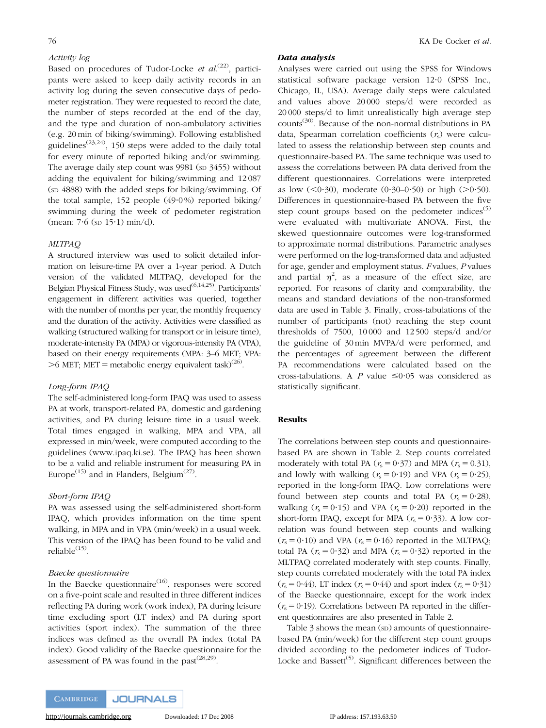*Activity log*

Based on procedures of Tudor-Locke *et al.*[22], participants were asked to keep daily activity records in an activity log during the seven consecutive days of pedometer registration. They were requested to record the date, the number of steps recorded at the end of the day, and the type and duration of non-ambulatory activities (e.g. 20 min of biking/swimming). Following established guidelines[23,24], 150 steps were added to the daily total for every minute of reported biking and/or swimming. The average daily step count was 9981 (SD 3455) without adding the equivalent for biking/swimming and 12 087 (SD 4888) with the added steps for biking/swimming. Of the total sample, 152 people (49·0 %) reported biking/swimming during the week of pedometer registration (mean: 7·6 (SD 15·1) min/d).

*MLTPAQ*

A structured interview was used to solicit detailed information on leisure-time PA over a 1-year period. A Dutch version of the validated MLTPAQ, developed for the Belgian Physical Fitness Study, was used[6,14,25]. Participants' engagement in different activities was queried, together with the number of months per year, the monthly frequency and the duration of the activity. Activities were classified as walking (structured walking for transport or in leisure time), moderate-intensity PA (MPA) or vigorous-intensity PA (VPA), based on their energy requirements (MPA: 3–6 MET; VPA: >6 MET; MET = metabolic energy equivalent task)[26].

*Long-form IPAQ*

The self-administered long-form IPAQ was used to assess PA at work, transport-related PA, domestic and gardening activities, and PA during leisure time in a usual week. Total times engaged in walking, MPA and VPA, all expressed in min/week, were computed according to the guidelines (www.ipaq.ki.se). The IPAQ has been shown to be a valid and reliable instrument for measuring PA in Europe[15] and in Flanders, Belgium[27].

*Short-form IPAQ*

PA was assessed using the self-administered short-form IPAQ, which provides information on the time spent walking, in MPA and in VPA (min/week) in a usual week. This version of the IPAQ has been found to be valid and reliable[15].

*Baecke questionnaire*

In the Baecke questionnaire[16], responses were scored on a five-point scale and resulted in three different indices reflecting PA during work (work index), PA during leisure time excluding sport (LT index) and PA during sport activities (sport index). The summation of the three indices was defined as the overall PA index (total PA index). Good validity of the Baecke questionnaire for the assessment of PA was found in the past[28,29].

***Data analysis***

Analyses were carried out using the SPSS for Windows statistical software package version 12·0 (SPSS Inc., Chicago, IL, USA). Average daily steps were calculated and values above 20 000 steps/d were recorded as 20 000 steps/d to limit unrealistically high average step counts[30]. Because of the non-normal distributions in PA data, Spearman correlation coefficients ($r_s$) were calculated to assess the relationship between step counts and questionnaire-based PA. The same technique was used to assess the correlations between PA data derived from the different questionnaires. Correlations were interpreted as low (<0·30), moderate (0·30–0·50) or high (>0·50). Differences in questionnaire-based PA between the five step count groups based on the pedometer indices[5] were evaluated with multivariate ANOVA. First, the skewed questionnaire outcomes were log-transformed to approximate normal distributions. Parametric analyses were performed on the log-transformed data and adjusted for age, gender and employment status. *F* values, *P* values and partial $\eta^2$, as a measure of the effect size, are reported. For reasons of clarity and comparability, the means and standard deviations of the non-transformed data are used in Table 3. Finally, cross-tabulations of the number of participants (not) reaching the step count thresholds of 7500, 10 000 and 12 500 steps/d and/or the guideline of 30 min MVPA/d were performed, and the percentages of agreement between the different PA recommendations were calculated based on the cross-tabulations. A *P* value ≤0·05 was considered as statistically significant.

## Results

The correlations between step counts and questionnaire-based PA are shown in Table 2. Step counts correlated moderately with total PA ($r_s$ = 0·37) and MPA ($r_s$ = 0.31), and lowly with walking ($r_s$ = 0·19) and VPA ($r_s$ = 0·25), reported in the long-form IPAQ. Low correlations were found between step counts and total PA ($r_s$ = 0·28), walking ($r_s$ = 0·15) and VPA ($r_s$ = 0·20) reported in the short-form IPAQ, except for MPA ($r_s$ = 0·33). A low correlation was found between step counts and walking ($r_s$ = 0·10) and VPA ($r_s$ = 0·16) reported in the MLTPAQ; total PA ($r_s$ = 0·32) and MPA ($r_s$ = 0·32) reported in the MLTPAQ correlated moderately with step counts. Finally, step counts correlated moderately with the total PA index ($r_s$ = 0·44), LT index ($r_s$ = 0·44) and sport index ($r_s$ = 0·31) of the Baecke questionnaire, except for the work index ($r_s$ = 0·19). Correlations between PA reported in the different questionnaires are also presented in Table 2.

Table 3 shows the mean (SD) amounts of questionnaire-based PA (min/week) for the different step count groups divided according to the pedometer indices of Tudor-Locke and Bassett[5]. Significant differences between the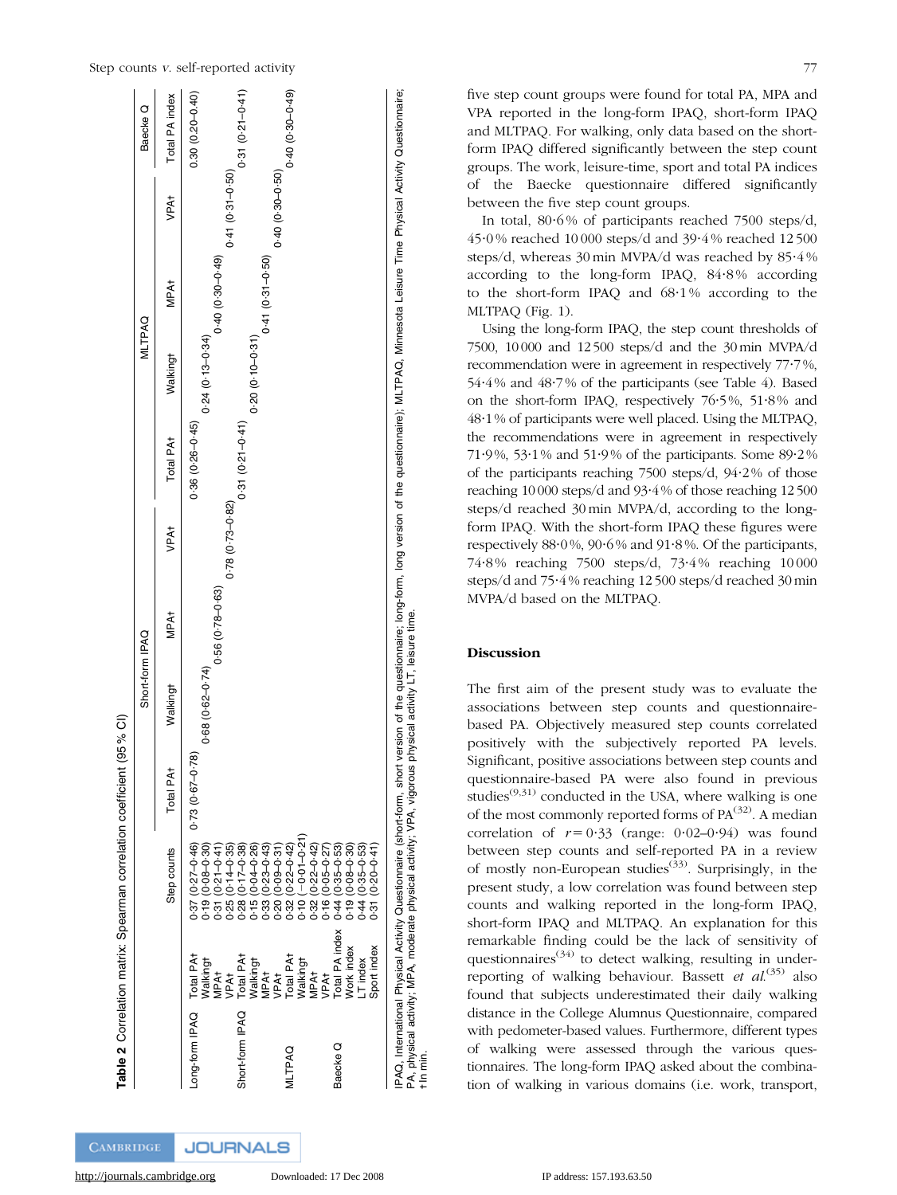**Table 2** Correlation matrix: Spearman correlation coefficient (95 % CI)

| | | | Short-form IPAQ | | | | MLTPAQ | | | | Baecke Q |
|---|---|---|---|---|---|---|---|---|---|---|---|
| | | Step counts | Total PA† | Walking† | MPA† | VPA† | Total PA† | Walking† | MPA† | VPA† | Total PA index |
| Long-form IPAQ | Total PA† | 0·37 (0·27–0·46) | 0·73 (0·67–0·78) | | | | 0·36 (0·26–0·45) | | | | 0·30 (0·20–0·40) |
| | Walking† | 0·19 (0·08–0·30) | | 0·68 (0·62–0·74) | | | | 0·24 (0·13–0·34) | | | |
| | MPA† | 0·31 (0·21–0·41) | | | 0·56 (0·78–0·63) | | | | 0·40 (0·30–0·49) | | |
| | VPA† | 0·25 (0·14–0·35) | | | | 0·78 (0·73–0·82) | | | | 0·41 (0·31–0·50) | |
| Short-form IPAQ | Total PA† | 0·28 (0·17–0·38) | | | | | 0·31 (0·21–0·41) | | | | 0·31 (0·21–0·41) |
| | Walking† | 0·15 (0·04–0·26) | | | | | | 0·20 (0·10–0·31) | | | |
| | MPA† | 0·33 (0·23–0·43) | | | | | | | 0·41 (0·31–0·50) | | |
| | VPA† | 0·20 (0·09–0·31) | | | | | | | | 0·40 (0·30–0·50) | |
| MLTPAQ | Total PA† | 0·32 (0·22–0·42) | | | | | | | | | 0·40 (0·30–0·49) |
| | Walking† | 0·10 (−0·01–0·21) | | | | | | | | | |
| | MPA† | 0·32 (0·22–0·42) | | | | | | | | | |
| | VPA† | 0·16 (0·05–0·27) | | | | | | | | | |
| Baecke Q | Total PA index | 0·44 (0·35–0·53) | | | | | | | | | |
| | Work index | 0·19 (0·08–0·30) | | | | | | | | | |
| | LT index | 0·44 (0·35–0·53) | | | | | | | | | |
| | Sport index | 0·31 (0·20–0·41) | | | | | | | | | |

IPAQ, International Physical Activity Questionnaire (short-form, short version of the questionnaire; long-form, long version of the questionnaire); MLTPAQ, Minnesota Leisure Time Physical Activity Questionnaire; PA, physical activity; MPA, moderate physical activity; VPA, vigorous physical activity LT, leisure time.
†In min.

five step count groups were found for total PA, MPA and VPA reported in the long-form IPAQ, short-form IPAQ and MLTPAQ. For walking, only data based on the short-form IPAQ differed significantly between the step count groups. The work, leisure-time, sport and total PA indices of the Baecke questionnaire differed significantly between the five step count groups.

In total, 80·6 % of participants reached 7500 steps/d, 45·0 % reached 10 000 steps/d and 39·4 % reached 12 500 steps/d, whereas 30 min MVPA/d was reached by 85·4 % according to the long-form IPAQ, 84·8 % according to the short-form IPAQ and 68·1 % according to the MLTPAQ (Fig. 1).

Using the long-form IPAQ, the step count thresholds of 7500, 10 000 and 12 500 steps/d and the 30 min MVPA/d recommendation were in agreement in respectively 77·7 %, 54·4 % and 48·7 % of the participants (see Table 4). Based on the short-form IPAQ, respectively 76·5 %, 51·8 % and 48·1 % of participants were well placed. Using the MLTPAQ, the recommendations were in agreement in respectively 71·9 %, 53·1 % and 51·9 % of the participants. Some 89·2 % of the participants reaching 7500 steps/d, 94·2 % of those reaching 10 000 steps/d and 93·4 % of those reaching 12 500 steps/d reached 30 min MVPA/d, according to the long-form IPAQ. With the short-form IPAQ these figures were respectively 88·0 %, 90·6 % and 91·8 %. Of the participants, 74·8 % reaching 7500 steps/d, 73·4 % reaching 10 000 steps/d and 75·4 % reaching 12 500 steps/d reached 30 min MVPA/d based on the MLTPAQ.

## Discussion

The first aim of the present study was to evaluate the associations between step counts and questionnaire-based PA. Objectively measured step counts correlated positively with the subjectively reported PA levels. Significant, positive associations between step counts and questionnaire-based PA were also found in previous studies[9,31] conducted in the USA, where walking is one of the most commonly reported forms of PA[32]. A median correlation of $r = 0·33$ (range: 0·02–0·94) was found between step counts and self-reported PA in a review of mostly non-European studies[33]. Surprisingly, in the present study, a low correlation was found between step counts and walking reported in the long-form IPAQ, short-form IPAQ and MLTPAQ. An explanation for this remarkable finding could be the lack of sensitivity of questionnaires[34] to detect walking, resulting in under-reporting of walking behaviour. Bassett *et al.*[35] also found that subjects underestimated their daily walking distance in the College Alumnus Questionnaire, compared with pedometer-based values. Furthermore, different types of walking were assessed through the various questionnaires. The long-form IPAQ asked about the combination of walking in various domains (i.e. work, transport,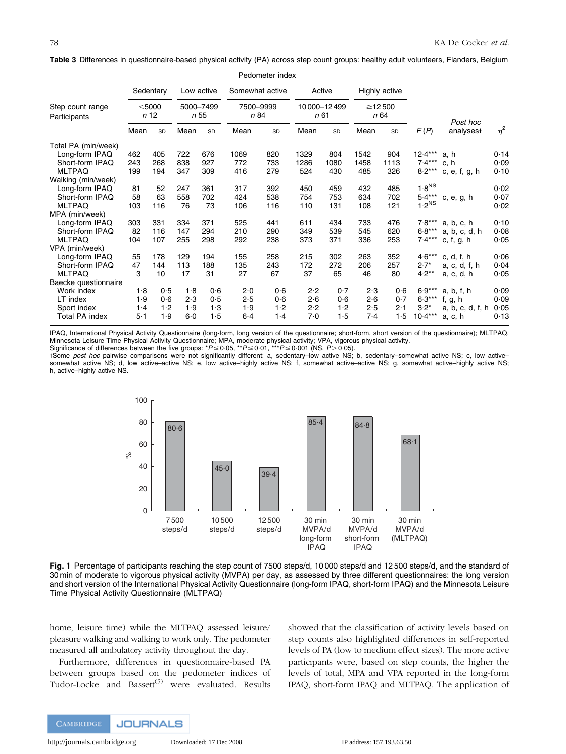**Table 3** Differences in questionnaire-based physical activity (PA) across step count groups: healthy adult volunteers, Flanders, Belgium

| | Pedometer index | | | | | | | | | | | | |
|---|---|---|---|---|---|---|---|---|---|---|---|---|---|
| | Sedentary | | Low active | | Somewhat active | | Active | | Highly active | | | | |
| Step count range | <5000 | | 5000–7499 | | 7500–9999 | | 10 000–12 499 | | ≥12 500 | | | | |
| Participants | *n* 12 | | *n* 55 | | *n* 84 | | *n* 61 | | *n* 64 | | | | |
| | Mean | SD | Mean | SD | Mean | SD | Mean | SD | Mean | SD | *F* (*P*) | *Post hoc* analyses† | $\eta^2$ |
| Total PA (min/week) | | | | | | | | | | | | | |
| Long-form IPAQ | 462 | 405 | 722 | 676 | 1069 | 820 | 1329 | 804 | 1542 | 904 | 12·4*** | a, h | 0·14 |
| Short-form IPAQ | 243 | 268 | 838 | 927 | 772 | 733 | 1286 | 1080 | 1458 | 1113 | 7·4*** | c, h | 0·09 |
| MLTPAQ | 199 | 194 | 347 | 309 | 416 | 279 | 524 | 430 | 485 | 326 | 8·2*** | c, e, f, g, h | 0·10 |
| Walking (min/week) | | | | | | | | | | | | | |
| Long-form IPAQ | 81 | 52 | 247 | 361 | 317 | 392 | 450 | 459 | 432 | 485 | 1·8$^{NS}$ | | 0·02 |
| Short-form IPAQ | 58 | 63 | 558 | 702 | 424 | 538 | 754 | 753 | 634 | 702 | 5·4*** | c, e, g, h | 0·07 |
| MLTPAQ | 103 | 116 | 76 | 73 | 106 | 116 | 110 | 131 | 108 | 121 | 1·2$^{NS}$ | | 0·02 |
| MPA (min/week) | | | | | | | | | | | | | |
| Long-form IPAQ | 303 | 331 | 334 | 371 | 525 | 441 | 611 | 434 | 733 | 476 | 7·8*** | a, b, c, h | 0·10 |
| Short-form IPAQ | 82 | 116 | 147 | 294 | 210 | 290 | 349 | 539 | 545 | 620 | 6·8*** | a, b, c, d, h | 0·08 |
| MLTPAQ | 104 | 107 | 255 | 298 | 292 | 238 | 373 | 371 | 336 | 253 | 7·4*** | c, f, g, h | 0·05 |
| VPA (min/week) | | | | | | | | | | | | | |
| Long-form IPAQ | 55 | 178 | 129 | 194 | 155 | 258 | 215 | 302 | 263 | 352 | 4·6*** | c, d, f, h | 0·06 |
| Short-form IPAQ | 47 | 144 | 113 | 188 | 135 | 243 | 172 | 272 | 206 | 257 | 2·7* | a, c, d, f, h | 0·04 |
| MLTPAQ | 3 | 10 | 17 | 31 | 27 | 67 | 37 | 65 | 46 | 80 | 4·2** | a, c, d, h | 0·05 |
| Baecke questionnaire | | | | | | | | | | | | | |
| Work index | 1·8 | 0·5 | 1·8 | 0·6 | 2·0 | 0·6 | 2·2 | 0·7 | 2·3 | 0·6 | 6·9*** | a, b, f, h | 0·09 |
| LT index | 1·9 | 0·6 | 2·3 | 0·5 | 2·5 | 0·6 | 2·6 | 0·6 | 2·6 | 0·7 | 6·3*** | f, g, h | 0·09 |
| Sport index | 1·4 | 1·2 | 1·9 | 1·3 | 1·9 | 1·2 | 2·2 | 1·2 | 2·5 | 2·1 | 3·2* | a, b, c, d, f, h | 0·05 |
| Total PA index | 5·1 | 1·9 | 6·0 | 1·5 | 6·4 | 1·4 | 7·0 | 1·5 | 7·4 | 1·5 | 10·4*** | a, c, h | 0·13 |

IPAQ, International Physical Activity Questionnaire (long-form, long version of the questionnaire; short-form, short version of the questionnaire); MLTPAQ, Minnesota Leisure Time Physical Activity Questionnaire; MPA, moderate physical activity; VPA, vigorous physical activity.
Significance of differences between the five groups: *$P \leq 0·05$, **$P \leq 0·01$, ***$P \leq 0·001$ (NS, $P > 0·05$).
†Some *post hoc* pairwise comparisons were not significantly different: a, sedentary–low active NS; b, sedentary–somewhat active NS; c, low active–somewhat active NS; d, low active–active NS; e, low active–highly active NS; f, somewhat active–active NS; g, somewhat active–highly active NS; h, active–highly active NS.

| | 7500 steps/d | 10 500 steps/d | 12 500 steps/d | 30 min MVPA/d long-form IPAQ | 30 min MVPA/d short-form IPAQ | 30 min MVPA/d (MLTPAQ) |
|---|---|---|---|---|---|---|
| % | 80·6 | 45·0 | 39·4 | 85·4 | 84·8 | 68·1 |

**Fig. 1** Percentage of participants reaching the step count of 7500 steps/d, 10 000 steps/d and 12 500 steps/d, and the standard of 30 min of moderate to vigorous physical activity (MVPA) per day, as assessed by three different questionnaires: the long version and short version of the International Physical Activity Questionnaire (long-form IPAQ, short-form IPAQ) and the Minnesota Leisure Time Physical Activity Questionnaire (MLTPAQ)

home, leisure time) while the MLTPAQ assessed leisure/pleasure walking and walking to work only. The pedometer measured all ambulatory activity throughout the day.

Furthermore, differences in questionnaire-based PA between groups based on the pedometer indices of Tudor-Locke and Bassett[5] were evaluated. Results showed that the classification of activity levels based on step counts also highlighted differences in self-reported levels of PA (low to medium effect sizes). The more active participants were, based on step counts, the higher the levels of total, MPA and VPA reported in the long-form IPAQ, short-form IPAQ and MLTPAQ. The application of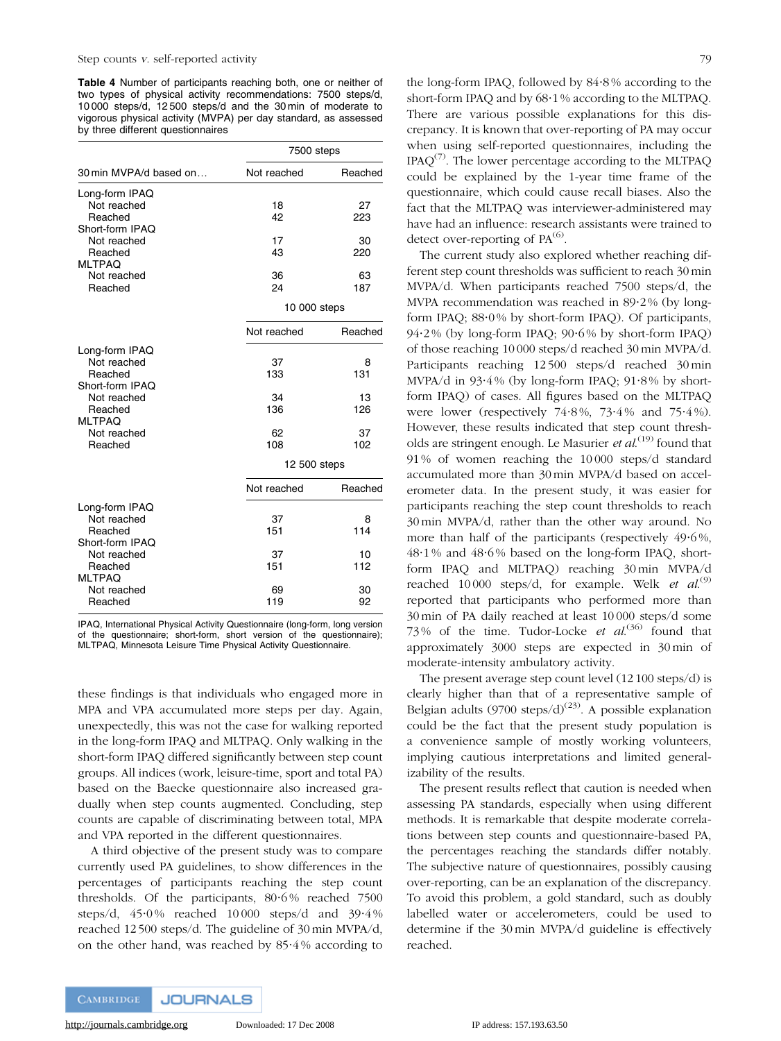**Table 4** Number of participants reaching both, one or neither of two types of physical activity recommendations: 7500 steps/d, 10 000 steps/d, 12 500 steps/d and the 30 min of moderate to vigorous physical activity (MVPA) per day standard, as assessed by three different questionnaires

| | 7500 steps | |
|---|---|---|
| 30 min MVPA/d based on… | Not reached | Reached |
| Long-form IPAQ | | |
| Not reached | 18 | 27 |
| Reached | 42 | 223 |
| Short-form IPAQ | | |
| Not reached | 17 | 30 |
| Reached | 43 | 220 |
| MLTPAQ | | |
| Not reached | 36 | 63 |
| Reached | 24 | 187 |
| | **10 000 steps** | |
| | Not reached | Reached |
| Long-form IPAQ | | |
| Not reached | 37 | 8 |
| Reached | 133 | 131 |
| Short-form IPAQ | | |
| Not reached | 34 | 13 |
| Reached | 136 | 126 |
| MLTPAQ | | |
| Not reached | 62 | 37 |
| Reached | 108 | 102 |
| | **12 500 steps** | |
| | Not reached | Reached |
| Long-form IPAQ | | |
| Not reached | 37 | 8 |
| Reached | 151 | 114 |
| Short-form IPAQ | | |
| Not reached | 37 | 10 |
| Reached | 151 | 112 |
| MLTPAQ | | |
| Not reached | 69 | 30 |
| Reached | 119 | 92 |

IPAQ, International Physical Activity Questionnaire (long-form, long version of the questionnaire; short-form, short version of the questionnaire); MLTPAQ, Minnesota Leisure Time Physical Activity Questionnaire.

these findings is that individuals who engaged more in MPA and VPA accumulated more steps per day. Again, unexpectedly, this was not the case for walking reported in the long-form IPAQ and MLTPAQ. Only walking in the short-form IPAQ differed significantly between step count groups. All indices (work, leisure-time, sport and total PA) based on the Baecke questionnaire also increased gradually when step counts augmented. Concluding, step counts are capable of discriminating between total, MPA and VPA reported in the different questionnaires.

A third objective of the present study was to compare currently used PA guidelines, to show differences in the percentages of participants reaching the step count thresholds. Of the participants, 80·6% reached 7500 steps/d, 45·0% reached 10 000 steps/d and 39·4% reached 12 500 steps/d. The guideline of 30 min MVPA/d, on the other hand, was reached by 85·4% according to the long-form IPAQ, followed by 84·8% according to the short-form IPAQ and by 68·1% according to the MLTPAQ. There are various possible explanations for this discrepancy. It is known that over-reporting of PA may occur when using self-reported questionnaires, including the IPAQ[7]. The lower percentage according to the MLTPAQ could be explained by the 1-year time frame of the questionnaire, which could cause recall biases. Also the fact that the MLTPAQ was interviewer-administered may have had an influence: research assistants were trained to detect over-reporting of PA[6].

The current study also explored whether reaching different step count thresholds was sufficient to reach 30 min MVPA/d. When participants reached 7500 steps/d, the MVPA recommendation was reached in 89·2% (by long-form IPAQ; 88·0% by short-form IPAQ). Of participants, 94·2% (by long-form IPAQ; 90·6% by short-form IPAQ) of those reaching 10 000 steps/d reached 30 min MVPA/d. Participants reaching 12 500 steps/d reached 30 min MVPA/d in 93·4% (by long-form IPAQ; 91·8% by short-form IPAQ) of cases. All figures based on the MLTPAQ were lower (respectively 74·8%, 73·4% and 75·4%). However, these results indicated that step count thresholds are stringent enough. Le Masurier *et al.*[19] found that 91% of women reaching the 10 000 steps/d standard accumulated more than 30 min MVPA/d based on accelerometer data. In the present study, it was easier for participants reaching the step count thresholds to reach 30 min MVPA/d, rather than the other way around. No more than half of the participants (respectively 49·6%, 48·1% and 48·6% based on the long-form IPAQ, short-form IPAQ and MLTPAQ) reaching 30 min MVPA/d reached 10 000 steps/d, for example. Welk *et al.*[9] reported that participants who performed more than 30 min of PA daily reached at least 10 000 steps/d some 73% of the time. Tudor-Locke *et al.*[36] found that approximately 3000 steps are expected in 30 min of moderate-intensity ambulatory activity.

The present average step count level (12 100 steps/d) is clearly higher than that of a representative sample of Belgian adults (9700 steps/d)[23]. A possible explanation could be the fact that the present study population is a convenience sample of mostly working volunteers, implying cautious interpretations and limited generalizability of the results.

The present results reflect that caution is needed when assessing PA standards, especially when using different methods. It is remarkable that despite moderate correlations between step counts and questionnaire-based PA, the percentages reaching the standards differ notably. The subjective nature of questionnaires, possibly causing over-reporting, can be an explanation of the discrepancy. To avoid this problem, a gold standard, such as doubly labelled water or accelerometers, could be used to determine if the 30 min MVPA/d guideline is effectively reached.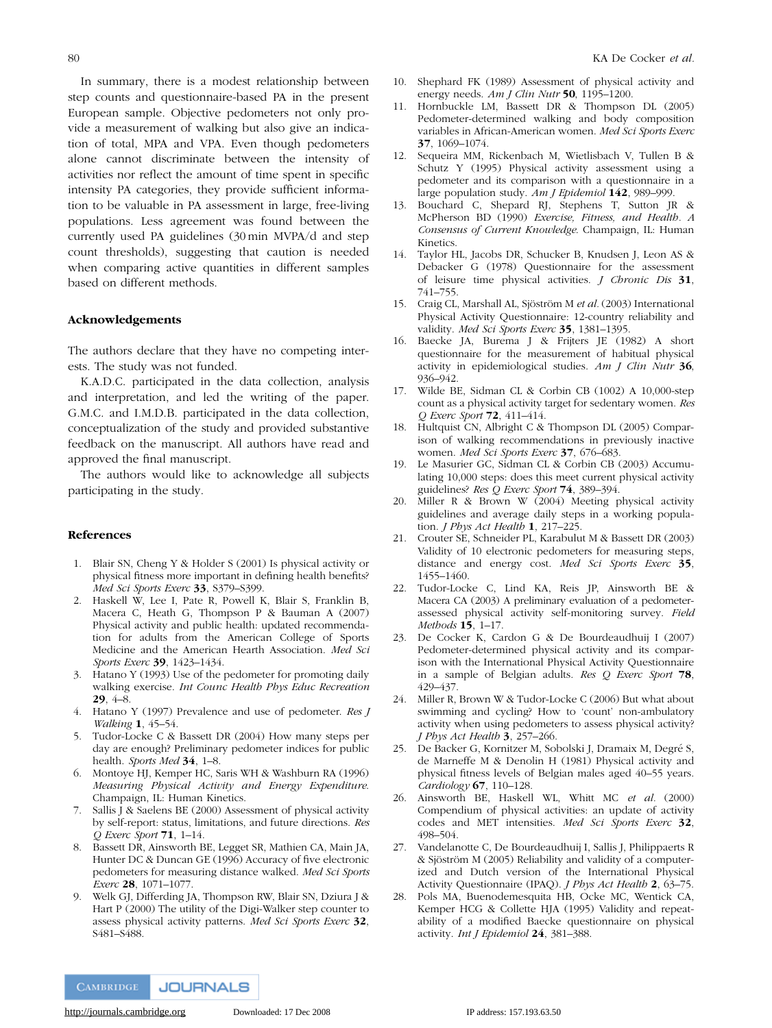In summary, there is a modest relationship between step counts and questionnaire-based PA in the present European sample. Objective pedometers not only provide a measurement of walking but also give an indication of total, MPA and VPA. Even though pedometers alone cannot discriminate between the intensity of activities nor reflect the amount of time spent in specific intensity PA categories, they provide sufficient information to be valuable in PA assessment in large, free-living populations. Less agreement was found between the currently used PA guidelines (30 min MVPA/d and step count thresholds), suggesting that caution is needed when comparing active quantities in different samples based on different methods.

## Acknowledgements

The authors declare that they have no competing interests. The study was not funded.

K.A.D.C. participated in the data collection, analysis and interpretation, and led the writing of the paper. G.M.C. and I.M.D.B. participated in the data collection, conceptualization of the study and provided substantive feedback on the manuscript. All authors have read and approved the final manuscript.

The authors would like to acknowledge all subjects participating in the study.

## References

1. Blair SN, Cheng Y & Holder S (2001) Is physical activity or physical fitness more important in defining health benefits? *Med Sci Sports Exerc* **33**, S379–S399.
2. Haskell W, Lee I, Pate R, Powell K, Blair S, Franklin B, Macera C, Heath G, Thompson P & Bauman A (2007) Physical activity and public health: updated recommendation for adults from the American College of Sports Medicine and the American Hearth Association. *Med Sci Sports Exerc* **39**, 1423–1434.
3. Hatano Y (1993) Use of the pedometer for promoting daily walking exercise. *Int Counc Health Phys Educ Recreation* **29**, 4–8.
4. Hatano Y (1997) Prevalence and use of pedometer. *Res J Walking* **1**, 45–54.
5. Tudor-Locke C & Bassett DR (2004) How many steps per day are enough? Preliminary pedometer indices for public health. *Sports Med* **34**, 1–8.
6. Montoye HJ, Kemper HC, Saris WH & Washburn RA (1996) *Measuring Physical Activity and Energy Expenditure*. Champaign, IL: Human Kinetics.
7. Sallis J & Saelens BE (2000) Assessment of physical activity by self-report: status, limitations, and future directions. *Res Q Exerc Sport* **71**, 1–14.
8. Bassett DR, Ainsworth BE, Legget SR, Mathien CA, Main JA, Hunter DC & Duncan GE (1996) Accuracy of five electronic pedometers for measuring distance walked. *Med Sci Sports Exerc* **28**, 1071–1077.
9. Welk GJ, Differding JA, Thompson RW, Blair SN, Dziura J & Hart P (2000) The utility of the Digi-Walker step counter to assess physical activity patterns. *Med Sci Sports Exerc* **32**, S481–S488.
10. Shephard FK (1989) Assessment of physical activity and energy needs. *Am J Clin Nutr* **50**, 1195–1200.
11. Hornbuckle LM, Bassett DR & Thompson DL (2005) Pedometer-determined walking and body composition variables in African-American women. *Med Sci Sports Exerc* **37**, 1069–1074.
12. Sequeira MM, Rickenbach M, Wietlisbach V, Tullen B & Schutz Y (1995) Physical activity assessment using a pedometer and its comparison with a questionnaire in a large population study. *Am J Epidemiol* **142**, 989–999.
13. Bouchard C, Shepard RJ, Stephens T, Sutton JR & McPherson BD (1990) *Exercise, Fitness, and Health. A Consensus of Current Knowledge*. Champaign, IL: Human Kinetics.
14. Taylor HL, Jacobs DR, Schucker B, Knudsen J, Leon AS & Debacker G (1978) Questionnaire for the assessment of leisure time physical activities. *J Chronic Dis* **31**, 741–755.
15. Craig CL, Marshall AL, Sjöström M *et al.* (2003) International Physical Activity Questionnaire: 12-country reliability and validity. *Med Sci Sports Exerc* **35**, 1381–1395.
16. Baecke JA, Burema J & Frijters JE (1982) A short questionnaire for the measurement of habitual physical activity in epidemiological studies. *Am J Clin Nutr* **36**, 936–942.
17. Wilde BE, Sidman CL & Corbin CB (1002) A 10,000-step count as a physical activity target for sedentary women. *Res Q Exerc Sport* **72**, 411–414.
18. Hultquist CN, Albright C & Thompson DL (2005) Comparison of walking recommendations in previously inactive women. *Med Sci Sports Exerc* **37**, 676–683.
19. Le Masurier GC, Sidman CL & Corbin CB (2003) Accumulating 10,000 steps: does this meet current physical activity guidelines? *Res Q Exerc Sport* **74**, 389–394.
20. Miller R & Brown W (2004) Meeting physical activity guidelines and average daily steps in a working population. *J Phys Act Health* **1**, 217–225.
21. Crouter SE, Schneider PL, Karabulut M & Bassett DR (2003) Validity of 10 electronic pedometers for measuring steps, distance and energy cost. *Med Sci Sports Exerc* **35**, 1455–1460.
22. Tudor-Locke C, Lind KA, Reis JP, Ainsworth BE & Macera CA (2003) A preliminary evaluation of a pedometer-assessed physical activity self-monitoring survey. *Field Methods* **15**, 1–17.
23. De Cocker K, Cardon G & De Bourdeaudhuij I (2007) Pedometer-determined physical activity and its comparison with the International Physical Activity Questionnaire in a sample of Belgian adults. *Res Q Exerc Sport* **78**, 429–437.
24. Miller R, Brown W & Tudor-Locke C (2006) But what about swimming and cycling? How to 'count' non-ambulatory activity when using pedometers to assess physical activity? *J Phys Act Health* **3**, 257–266.
25. De Backer G, Kornitzer M, Sobolski J, Dramaix M, Degré S, de Marneffe M & Denolin H (1981) Physical activity and physical fitness levels of Belgian males aged 40–55 years. *Cardiology* **67**, 110–128.
26. Ainsworth BE, Haskell WL, Whitt MC *et al.* (2000) Compendium of physical activities: an update of activity codes and MET intensities. *Med Sci Sports Exerc* **32**, 498–504.
27. Vandelanotte C, De Bourdeaudhuij I, Sallis J, Philippaerts R & Sjöström M (2005) Reliability and validity of a computerized and Dutch version of the International Physical Activity Questionnaire (IPAQ). *J Phys Act Health* **2**, 63–75.
28. Pols MA, Buenodemesquita HB, Ocke MC, Wentick CA, Kemper HCG & Collette HJA (1995) Validity and repeatability of a modified Baecke questionnaire on physical activity. *Int J Epidemiol* **24**, 381–388.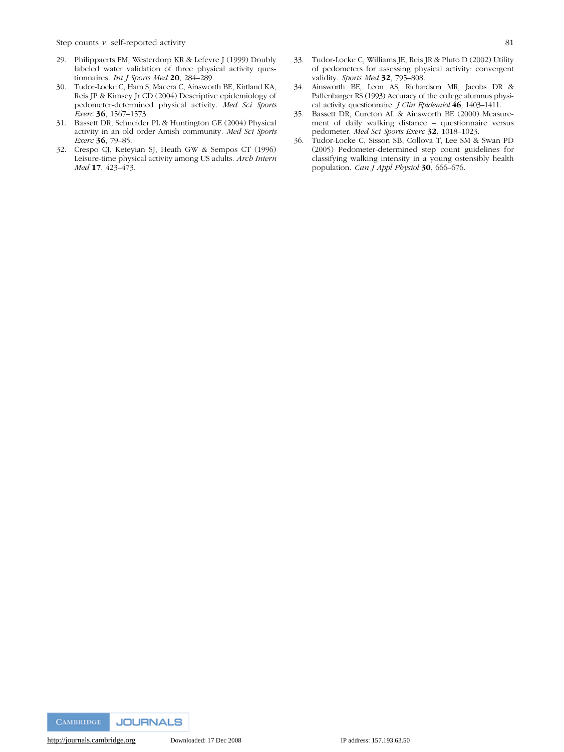29. Philippaerts FM, Westerdorp KR & Lefevre J (1999) Doubly labeled water validation of three physical activity questionnaires. *Int J Sports Med* **20**, 284–289.
30. Tudor-Locke C, Ham S, Macera C, Ainsworth BE, Kirtland KA, Reis JP & Kimsey Jr CD (2004) Descriptive epidemiology of pedometer-determined physical activity. *Med Sci Sports Exerc* **36**, 1567–1573.
31. Bassett DR, Schneider PL & Huntington GE (2004) Physical activity in an old order Amish community. *Med Sci Sports Exerc* **36**, 79–85.
32. Crespo CJ, Keteyian SJ, Heath GW & Sempos CT (1996) Leisure-time physical activity among US adults. *Arch Intern Med* **17**, 423–473.
33. Tudor-Locke C, Williams JE, Reis JR & Pluto D (2002) Utility of pedometers for assessing physical activity: convergent validity. *Sports Med* **32**, 795–808.
34. Ainsworth BE, Leon AS, Richardson MR, Jacobs DR & Paffenbarger RS (1993) Accuracy of the college alumnus physical activity questionnaire. *J Clin Epidemiol* **46**, 1403–1411.
35. Bassett DR, Cureton AL & Ainsworth BE (2000) Measurement of daily walking distance – questionnaire versus pedometer. *Med Sci Sports Exerc* **32**, 1018–1023.
36. Tudor-Locke C, Sisson SB, Collova T, Lee SM & Swan PD (2005) Pedometer-determined step count guidelines for classifying walking intensity in a young ostensibly health population. *Can J Appl Physiol* **30**, 666–676.